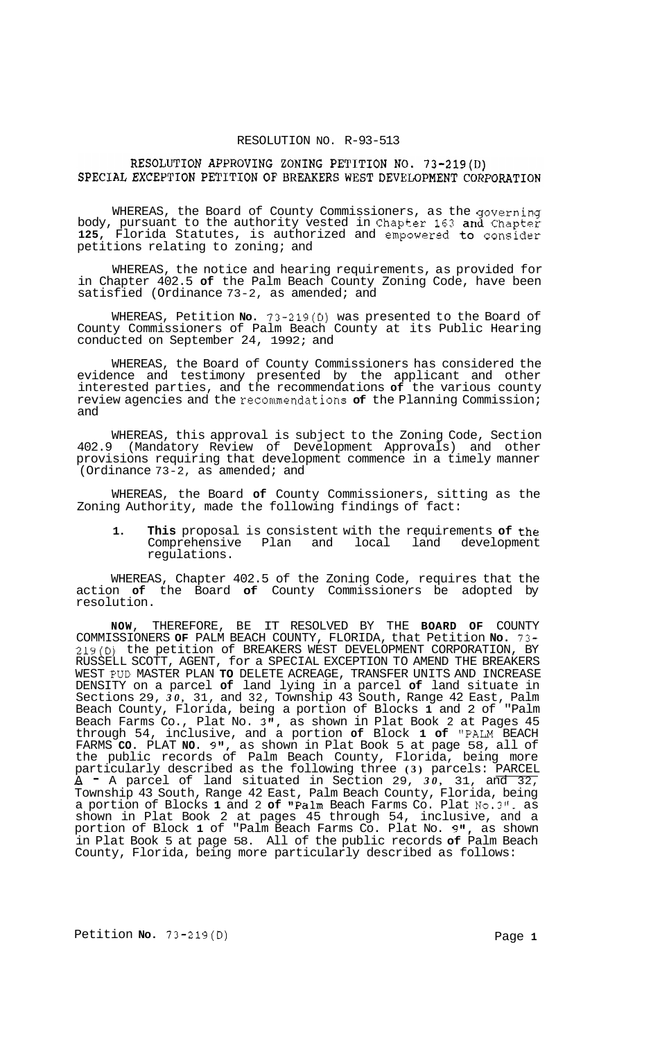RESOLUTION NO. R-93-513

RESOLUTION APPROVING ZONING PETITION NO. 73-219(D) SPECIAL EXCEPTION PETITION OF BREAKERS WEST DEVELOPMENT CORPORATION

WHEREAS, the Board of County Commissioners, as the governing body, pursuant to the authority vested in Chapter 163 and Chapter 125, Florida Statutes, is authorized and empowered to consider petitions relating to zoning; and

WHEREAS, the notice and hearing requirements, as provided for in Chapter 402.5 of the Palm Beach County Zoning Code, have been satisfied (Ordinance 73-2, as amended; and

WHEREAS, Petition No. 73-219(D) was presented to the Board of County Commissioners of Palm Beach County at its Public Hearing conducted on September 24, 1992; and

WHEREAS, the Board of County Commissioners has considered the evidence and testimony presented by the applicant and other interested parties, and the recommendations of the various county review agencies and the recommendations of the Planning Commission; and

WHEREAS, this approval is subject to the Zoning Code, Section 402.9 (Mandatory Review of Development Approvals) and other provisions requiring that development commence in a timely manner (Ordinance 73-2, as amended; and

WHEREAS, the Board of County Commissioners, sitting as the Zoning Authority, made the following findings of fact:

1. This proposal is consistent with the requirements of the Comprehensive Plan and local land development regulations.

WHEREAS, Chapter 402.5 of the Zoning Code, requires that the action of the Board of County Commissioners be adopted by resolution.

NOW, THEREFORE, BE IT RESOLVED BY THE BOARD OF COUNTY COMMISSIONERS OF PALM BEACH COUNTY, FLORIDA, that Petition No. 73-219(D) the petition of BREAKERS WEST DEVELOPMENT CORPORATION, BY RUSSELL SCOTT, AGENT, for a SPECIAL EXCEPTION TO AMEND THE BREAKERS WEST PUD MASTER PLAN TO DELETE ACREAGE, TRANSFER UNITS AND INCREASE DENSITY on a parcel of land lying in a parcel of land situate in Sections 29, 30, 31, and 32, Township 43 South, Range 42 East, Palm Beach County, Florida, being a portion of Blocks 1 and 2 of "Palm Beach Farms Co., Plat No. 3", as shown in Plat Book 2 at Pages 45 through 54, inclusive, and a portion of Block 1 of "PALM BEACH FARMS CO. PLAT NO. 9", as shown in Plat Book 5 at page 58, all of the public records of Palm Beach County, Florida, being more particularly described as the following three (3) parcels: PARCEL A - A parcel of land situated in Section 29, 30, 31, and 32, Township 43 South, Range 42 East, Palm Beach County, Florida, being a portion of Blocks 1 and 2 of "Palm Beach Farms Co. Plat No.3". as shown in Plat Book 2 at pages 45 through 54, inclusive, and a portion of Block 1 of "Palm Beach Farms Co. Plat No. 9", as shown in Plat Book 5 at page 58. All of the public records of Palm Beach County, Florida, being more particularly described as follows: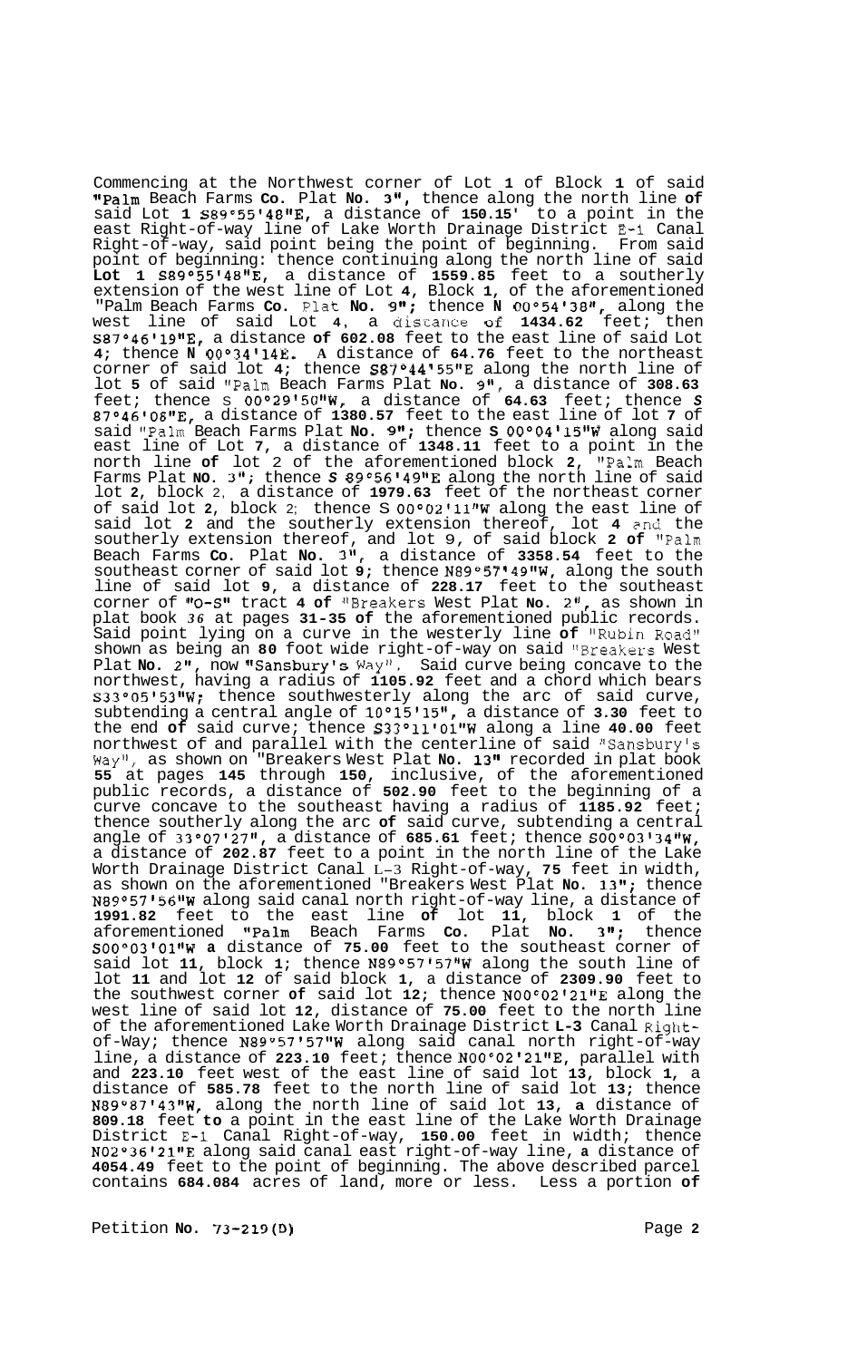Commencing at the Northwest corner of Lot 1 of Block 1 of said "Palm Beach Farms Co. Plat No. 3", thence along the north line of said Lot 1 S89°55'48"E, a distance of 150.15' to a point in the east Right-of-way line of Lake Worth Drainage District E-1 Canal Right-of-way, said point being the point of beginning. From said point of beginning: thence continuing along the north line of said Lot 1 S89°55'48"E, a distance of 1559.85 feet to a southerly extension of the west line of Lot 4, Block 1, of the aforementioned "Palm Beach Farms Co. Plat No. 9"; thence N 00°54'38", along the west line of said Lot 4, a distance of 1434.62 feet; then S87°46'19"E, a distance of 602.08 feet to the east line of said Lot 4; thence N 00°34'14E. A distance of 64.76 feet to the northeast corner of said lot 4; thence S87°44'55"E along the north line of lot 5 of said "Palm Beach Farms Plat No. 9", a distance of 308.63 feet; thence S 00°29'50"W, a distance of 64.63 feet; thence S 87°46'08"E, a distance of 1380.57 feet to the east line of lot 7 of said "Palm Beach Farms Plat No. 9"; thence S 00°04'15"W along said east line of Lot 7, a distance of 1348.11 feet to a point in the north line of lot 2 of the aforementioned block 2, "Palm Beach Farms Plat NO. 3"; thence S 89°56'49"E along the north line of said lot 2, block 2, a distance of 1979.63 feet of the northeast corner of said lot 2, block 2; thence S 00°02'11"W along the east line of said lot 2 and the southerly extension thereof, lot 4 and the southerly extension thereof, and lot 9, of said block 2 of "Palm Beach Farms Co. Plat No. 3", a distance of 3358.54 feet to the southeast corner of said lot 9; thence N89°57'49"W, along the south line of said lot 9, a distance of 228.17 feet to the southeast corner of "O-S" tract 4 of "Breakers West Plat No. 2", as shown in plat book 36 at pages 31-35 of the aforementioned public records. Said point lying on a curve in the westerly line of "Rubin Road" shown as being an 80 foot wide right-of-way on said "Breakers West Plat No. 2", now "Sansbury's Way". Said curve being concave to the northwest, having a radius of 1105.92 feet and a chord which bears S33°05'53"W; thence southwesterly along the arc of said curve, subtending a central angle of 10°15'15", a distance of 3.30 feet to the end of said curve; thence S33°11'01"W along a line 40.00 feet northwest of and parallel with the centerline of said "Sansbury's Way", as shown on "Breakers West Plat No. 13" recorded in plat book 55 at pages 145 through 150, inclusive, of the aforementioned public records, a distance of 502.90 feet to the beginning of a curve concave to the southeast having a radius of 1185.92 feet; thence southerly along the arc of said curve, subtending a central angle of 33°07'27", a distance of 685.61 feet; thence S00°03'34"W, a distance of 202.87 feet to a point in the north line of the Lake Worth Drainage District Canal L-3 Right-of-way, 75 feet in width, as shown on the aforementioned "Breakers West Plat No. 13"; thence N89°57'56"W along said canal north right-of-way line, a distance of 1991.82 feet to the east line of lot 11, block 1 of the aforementioned "Palm Beach Farms Co. Plat No. 3"; thence S00°03'01"W a distance of 75.00 feet to the southeast corner of said lot 11, block 1; thence N89°57'57"W along the south line of lot 11 and lot 12 of said block 1, a distance of 2309.90 feet to the southwest corner of said lot 12; thence N00°02'21"E along the west line of said lot 12, distance of 75.00 feet to the north line of the aforementioned Lake Worth Drainage District L-3 Canal Right-of-Way; thence N89°57'57"W along said canal north right-of-way line, a distance of 223.10 feet; thence N00°02'21"E, parallel with and 223.10 feet west of the east line of said lot 13, block 1, a distance of 585.78 feet to the north line of said lot 13; thence N89°87'43"W, along the north line of said lot 13, a distance of 809.18 feet to a point in the east line of the Lake Worth Drainage District E-1 Canal Right-of-way, 150.00 feet in width; thence N02°36'21"E along said canal east right-of-way line, a distance of 4054.49 feet to the point of beginning. The above described parcel contains 684.084 acres of land, more or less. Less a portion of

Petition No. 73-219(D)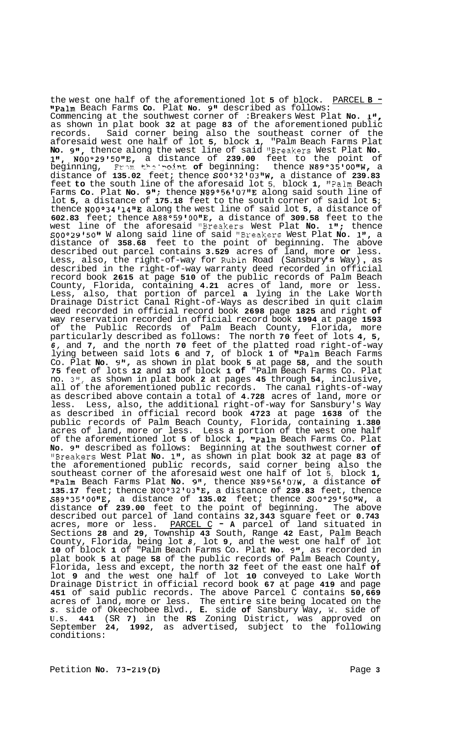the west one half of the aforementioned lot **5** of block. <u>PARCEL **B** - "Palm Beach Farms **Co**. Plat **No. 9"** described as follows:</u> Commencing at the southwest corner of :Breakers West Plat **No. 1"**, as shown in plat book **32** at page **83** of the aforementioned public records. Said corner being also the southeast corner of the aforesaid west one half of lot **5**, block **1**, "Palm Beach Farms Plat **No. 9"**, thence along the west line of said "Breakers West Plat **No. 1"**, **N00°29'50"E**, a distance of **239.00** feet to the point of beginning, From the point **of** beginning: thence **N89°35'00"W**, a distance of **135.02** feet; thence **S00°32'03"W**, a distance of **239.83** feet **to** the south line of the aforesaid lot 5, block **1**, "Palm Beach Farms **Co**. Plat **No. 9"**; thence **N89°56'07"E** along said south line of lot **5**, a distance of **175.18** feet to the south corner of said lot **5**; thence **N00°34'14"E** along the west line of said lot **5**, a distance of **602.83** feet; thence **A88°59'00"E**, a distance of **309.58** feet to the west line of the aforesaid "Breakers West Plat **No. 1"**; thence **S00°29'50"** W along said line of said "Breakers West Plat **No. 1"**, a distance of **358.68** feet to the point of beginning. The above described out parcel contains **3.529** acres of land, more **or** less. Less, also, the right-of-way for Rubin Road (Sansbury's Way), as described in the right-of-way warranty deed recorded in official record book **2615** at page **510** of the public records of Palm Beach County, Florida, containing **4.21** acres of land, more or less. Less, also, that portion of parcel **a** lying in the Lake Worth Drainage District Canal Right-of-Ways as described in quit claim deed recorded in official record book **2698** page **1825** and right **of** way reservation recorded in official record book **1994** at page **1593** of the Public Records of Palm Beach County, Florida, more particularly described as follows: The north **70** feet of lots **4**, **5**, *6*, and **7**, and the north **70** feet of the platted road right-of-way lying between said lots **6** and **7**, of block **1** of "Palm Beach Farms Co. Plat **No.** 9", as shown in plat book **5** at page **58**, and the south **75** feet of lots **12** and **13** of block **1 of** "Palm Beach Farms Co. Plat no. 3", as shown in plat book **2** at pages **45** through **54**, inclusive, all of the aforementioned public records. The canal rights-of-way as described above contain a total of **4.728** acres of land, more or less. Less, also, the additional right-of-way for Sansbury's Way as described in official record book **4723** at page **1638** of the public records of Palm Beach County, Florida, containing **1.380** acres of land, more or less. Less a portion of the west one half of the aforementioned lot **5** of block **1**, "Palm Beach Farms Co. Plat **No.** 9" described as follows: Beginning at the southwest corner **of** "Breakers West Plat **No. 1"**, as shown in plat book **32** at page **83** of the aforementioned public records, said corner being also the southeast corner of the aforesaid west one half of lot 5, block **1**, "Palm Beach Farms Plat **No.** 9", thence N89°56'07W, a distance **of** **135.17** feet; thence N00°32'03"E, a distance of **239.83** feet, thence S89°35'00"E, a distance of **135.02** feet; thence S00°29'50"W, a distance **of 239.00** feet to the point of beginning. The above described out parcel of land contains **32,343** square feet or **0.743** acres, more or less. <u>PARCEL C</u> - **A** parcel of land situated in Sections **28** and **29**, Township **43** South, Range **42** East, Palm Beach County, Florida, being lot *8*, lot **9**, and the west one half of lot **10** of block **1** of "Palm Beach Farms Co. Plat **No.** 9", as recorded in plat book **5** at page **58** of the public records of Palm Beach County, Florida, less and except, the north **32** feet of the east one half **of** lot **9** and the west one half of lot **10** conveyed to Lake Worth Drainage District in official record book **67** at page **419** and page **451** of said public records. The above Parcel C contains **50,669** acres of land, more or less. The entire site being located on the *S*. side of Okeechobee Blvd., **E.** side **of** Sansbury Way, W. side of U.S. **441** (SR **7)** in the **RS** Zoning District, was approved on September **24**, **1992**, as advertised, subject to the following conditions:

Petition **No. 73-219(D)**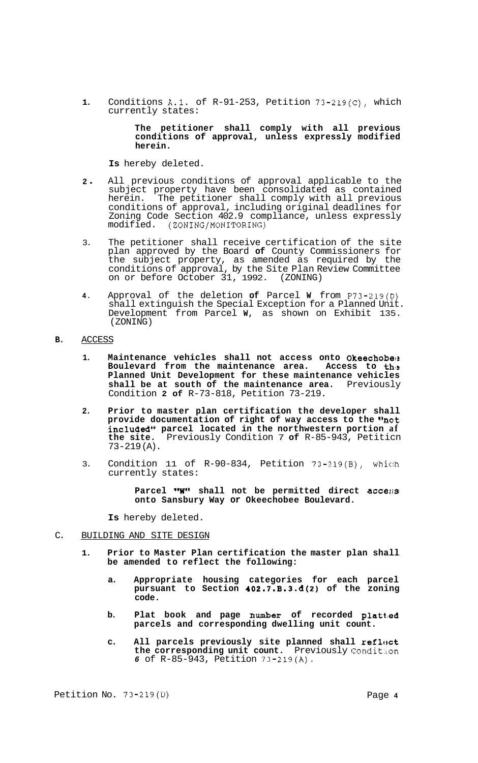1. Conditions A.1. of R-91-253, Petition 73-219(C), which currently states:

   > **The petitioner shall comply with all previous conditions of approval, unless expressly modified herein.**

   **Is** hereby deleted.

2. All previous conditions of approval applicable to the subject property have been consolidated as contained herein. The petitioner shall comply with all previous conditions of approval, including original deadlines for Zoning Code Section 402.9 compliance, unless expressly modified. (ZONING/MONITORING)

3. The petitioner shall receive certification of the site plan approved by the Board **of** County Commissioners for the subject property, as amended as required by the conditions of approval, by the Site Plan Review Committee on or before October 31, 1992. (ZONING)

4. Approval of the deletion **of** Parcel **W** from P73-219(D) shall extinguish the Special Exception for a Planned Unit Development from Parcel **W**, as shown on Exhibit 135. (ZONING)

**B.** ACCESS

1. **Maintenance vehicles shall not access onto Okeechobee Boulevard from the maintenance area. Access to the Planned Unit Development for these maintenance vehicles shall be at south of the maintenance area.** Previously Condition **2 of** R-73-818, Petition 73-219.

2. **Prior to master plan certification the developer shall provide documentation of right of way access to the "not included" parcel located in the northwestern portion of the site.** Previously Condition 7 **of** R-85-943, Petition 73-219(A).

3. Condition 11 of R-90-834, Petition 73-219(B), which currently states:

   > **Parcel "W" shall not be permitted direct access onto Sansbury Way or Okeechobee Boulevard.**

   **Is** hereby deleted.

C. BUILDING AND SITE DESIGN

1. **Prior to Master Plan certification the master plan shall be amended to reflect the following:**

   a. **Appropriate housing categories for each parcel pursuant to Section 402.7.B.3.d(2) of the zoning code.**

   b. **Plat book and page number of recorded platted parcels and corresponding dwelling unit count.**

   c. **All parcels previously site planned shall reflect the corresponding unit count.** Previously Condition *6* of R-85-943, Petition 73-219(A).

Petition No. 73-219(D)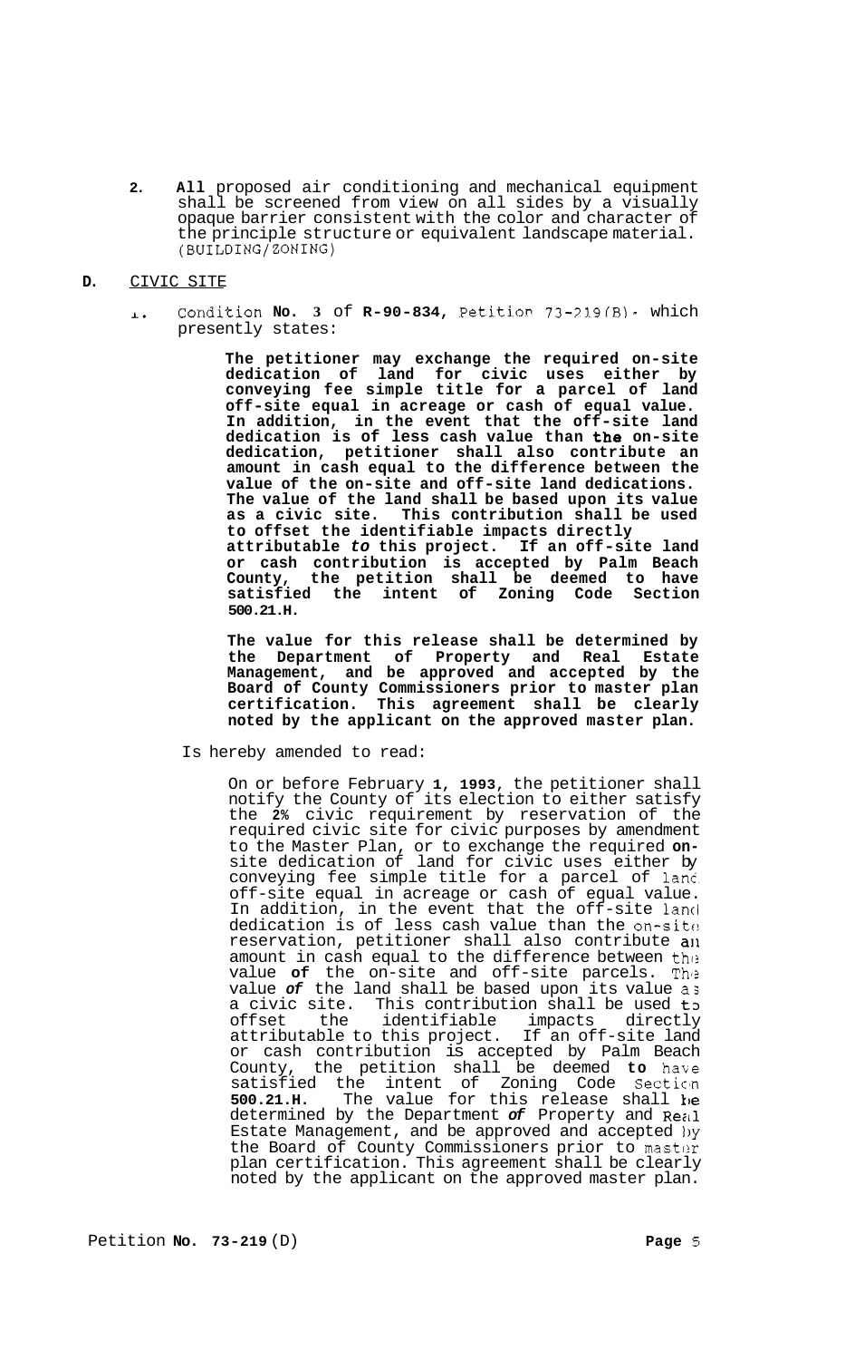2. **All** proposed air conditioning and mechanical equipment shall be screened from view on all sides by a visually opaque barrier consistent with the color and character of the principle structure or equivalent landscape material. (BUILDING/ZONING)

**D.** CIVIC SITE

1. Condition **No. 3** of **R-90-834,** Petition 73-219(B)- which presently states:

> **The petitioner may exchange the required on-site dedication of land for civic uses either by conveying fee simple title for a parcel of land off-site equal in acreage or cash of equal value. In addition, in the event that the off-site land dedication is of less cash value than the on-site dedication, petitioner shall also contribute an amount in cash equal to the difference between the value of the on-site and off-site land dedications. The value of the land shall be based upon its value as a civic site. This contribution shall be used to offset the identifiable impacts directly attributable *to* this project. If an off-site land or cash contribution is accepted by Palm Beach County, the petition shall be deemed to have satisfied the intent of Zoning Code Section 500.21.H.**
>
> **The value for this release shall be determined by the Department of Property and Real Estate Management, and be approved and accepted by the Board of County Commissioners prior to master plan certification. This agreement shall be clearly noted by the applicant on the approved master plan.**

Is hereby amended to read:

> On or before February **1, 1993,** the petitioner shall notify the County of its election to either satisfy the **2%** civic requirement by reservation of the required civic site for civic purposes by amendment to the Master Plan, or to exchange the required **on-**site dedication of land for civic uses either by conveying fee simple title for a parcel of land off-site equal in acreage or cash of equal value. In addition, in the event that the off-site land dedication is of less cash value than the on-site reservation, petitioner shall also contribute an amount in cash equal to the difference between the value **of** the on-site and off-site parcels. The value *of* the land shall be based upon its value as a civic site. This contribution shall be used to offset the identifiable impacts directly attributable to this project. If an off-site land or cash contribution is accepted by Palm Beach County, the petition shall be deemed **to** have satisfied the intent of Zoning Code Section **500.21.H.** The value for this release shall be determined by the Department *of* Property and Real Estate Management, and be approved and accepted by the Board of County Commissioners prior to master plan certification. This agreement shall be clearly noted by the applicant on the approved master plan.

Petition **No. 73-219** (D)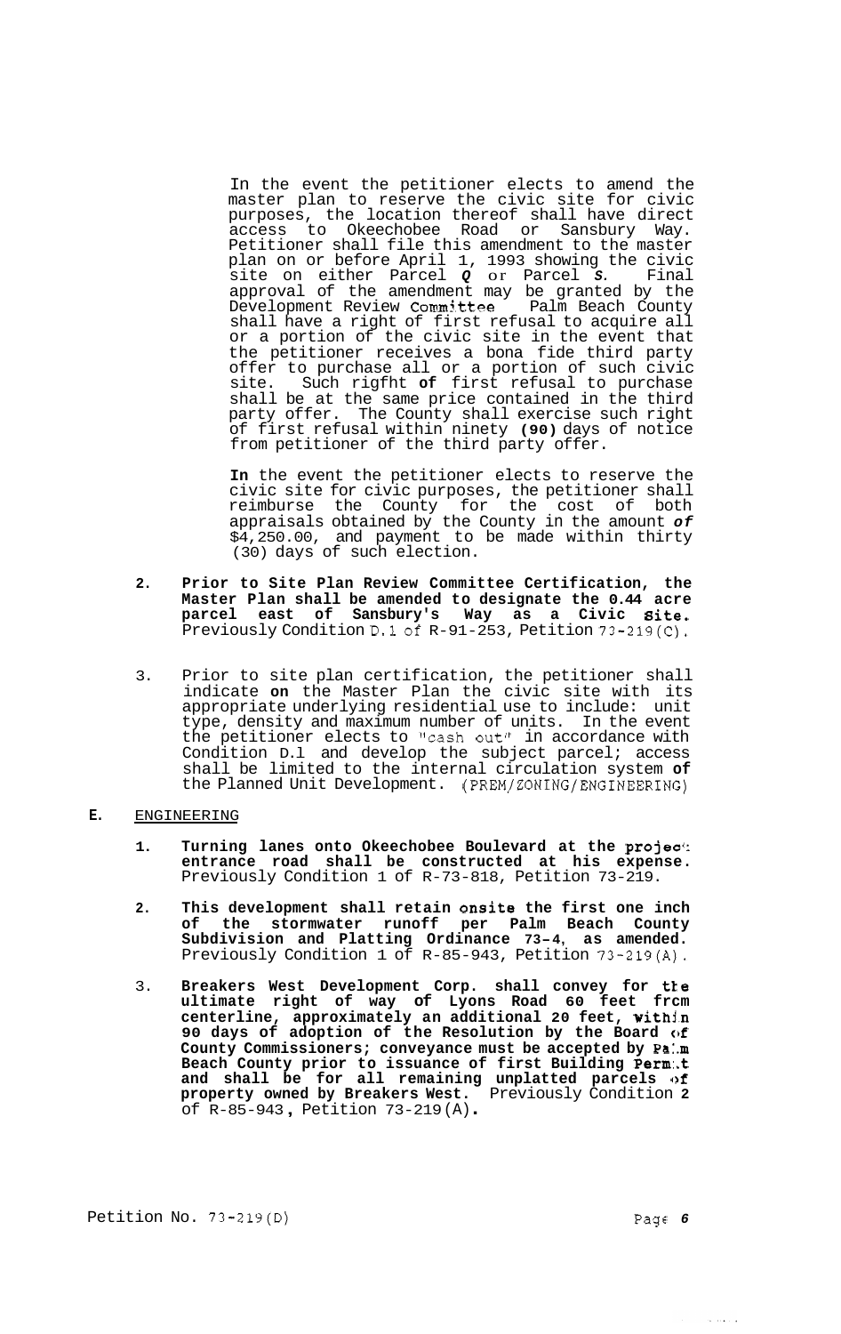In the event the petitioner elects to amend the master plan to reserve the civic site for civic purposes, the location thereof shall have direct access to Okeechobee Road or Sansbury Way. Petitioner shall file this amendment to the master plan on or before April 1, 1993 showing the civic site on either Parcel *Q* or Parcel *S*. Final approval of the amendment may be granted by the Development Review Committee Palm Beach County shall have a right of first refusal to acquire all or a portion of the civic site in the event that the petitioner receives a bona fide third party offer to purchase all or a portion of such civic site. Such rigfht **of** first refusal to purchase shall be at the same price contained in the third party offer. The County shall exercise such right of first refusal within ninety **(90)** days of notice from petitioner of the third party offer.

**In** the event the petitioner elects to reserve the civic site for civic purposes, the petitioner shall reimburse the County for the cost of both appraisals obtained by the County in the amount ***of*** $4,250.00, and payment to be made within thirty (30) days of such election.

2. **Prior to Site Plan Review Committee Certification, the Master Plan shall be amended to designate the 0.44 acre parcel east of Sansbury's Way as a Civic Site.** Previously Condition D.1 of R-91-253, Petition 73-219(C).

3. Prior to site plan certification, the petitioner shall indicate **on** the Master Plan the civic site with its appropriate underlying residential use to include: unit type, density and maximum number of units. In the event the petitioner elects to "cash out" in accordance with Condition D.l and develop the subject parcel; access shall be limited to the internal circulation system **of** the Planned Unit Development. (PREM/ZONING/ENGINEERING)

**E.** ENGINEERING

1. **Turning lanes onto Okeechobee Boulevard at the project entrance road shall be constructed at his expense.** Previously Condition 1 of R-73-818, Petition 73-219.

2. **This development shall retain onsite the first one inch of the stormwater runoff per Palm Beach County Subdivision and Platting Ordinance 73-4, as amended.** Previously Condition 1 of R-85-943, Petition 73-219(A).

3. **Breakers West Development Corp. shall convey for the ultimate right of way of Lyons Road 60 feet from centerline, approximately an additional 20 feet, within 90 days of adoption of the Resolution by the Board of County Commissioners; conveyance must be accepted by Palm Beach County prior to issuance of first Building Permit and shall be for all remaining unplatted parcels of property owned by Breakers West.** Previously Condition 2 of R-85-943, Petition 73-219(A).

Petition No. 73-219(D)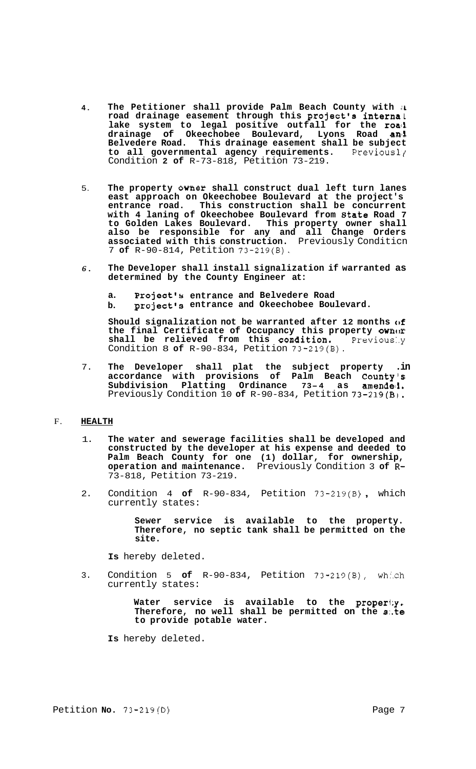4. **The Petitioner shall provide Palm Beach County with a road drainage easement through this project's internal lake system to legal positive outfall for the road drainage of Okeechobee Boulevard, Lyons Road and Belvedere Road. This drainage easement shall be subject to all governmental agency requirements.** Previously Condition **2 of** R-73-818, Petition 73-219.

5. **The property owner shall construct dual left turn lanes east approach on Okeechobee Boulevard at the project's entrance road. This construction shall be concurrent with 4 laning of Okeechobee Boulevard from State Road 7 to Golden Lakes Boulevard. This property owner shall also be responsible for any and all Change Orders associated with this construction.** Previously Condition 7 **of** R-90-814, Petition 73-219(B).

6. **The Developer shall install signalization if warranted as determined by the County Engineer at:**

   a. **Project's entrance and Belvedere Road**
   b. **project's entrance and Okeechobee Boulevard.**

   **Should signalization not be warranted after 12 months of the final Certificate of Occupancy this property owner shall be relieved from this condition.** Previously Condition 8 **of** R-90-834, Petition 73-219(B).

7. **The Developer shall plat the subject property in accordance with provisions of Palm Beach County's Subdivision Platting Ordinance 73-4 as amended.** Previously Condition 10 **of** R-90-834, Petition 73-219(B).

F. **HEALTH**

1. **The water and sewerage facilities shall be developed and constructed by the developer at his expense and deeded to Palm Beach County for one (1) dollar, for ownership, operation and maintenance.** Previously Condition 3 **of** R-73-818, Petition 73-219.

2. Condition 4 **of** R-90-834, Petition 73-219(B), which currently states:

   > **Sewer service is available to the property. Therefore, no septic tank shall be permitted on the site.**

   **Is** hereby deleted.

3. Condition 5 **of** R-90-834, Petition 73-219(B), which currently states:

   > **Water service is available to the property. Therefore, no well shall be permitted on the site to provide potable water.**

   **Is** hereby deleted.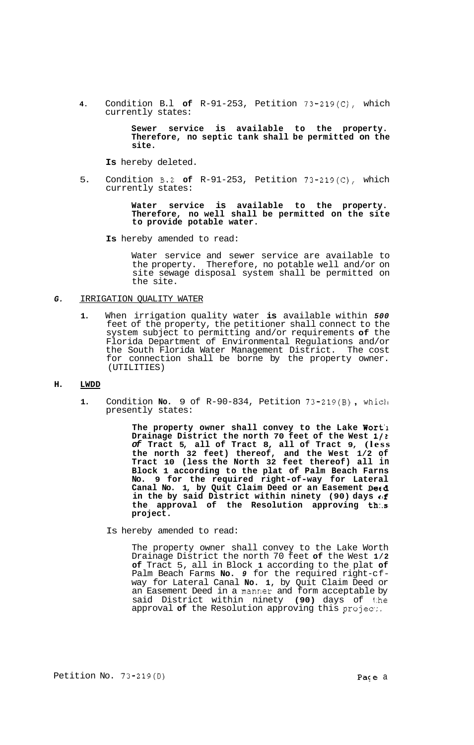4. Condition B.1 **of** R-91-253, Petition 73-219(C), which currently states:

   > **Sewer service is available to the property. Therefore, no septic tank shall be permitted on the site.**

   **Is** hereby deleted.

5. Condition B.2 **of** R-91-253, Petition 73-219(C), which currently states:

   > **Water service is available to the property. Therefore, no well shall be permitted on the site to provide potable water.**

   **Is** hereby amended to read:

   > Water service and sewer service are available to the property. Therefore, no potable well and/or on site sewage disposal system shall be permitted on the site.

## *G.* IRRIGATION QUALITY WATER

1. When irrigation quality water **is** available within ***500*** feet of the property, the petitioner shall connect to the system subject to permitting and/or requirements **of** the Florida Department of Environmental Regulations and/or the South Florida Water Management District. The cost for connection shall be borne by the property owner. (UTILITIES)

## **H. LWDD**

1. Condition **No.** 9 of R-90-834, Petition 73-219(B), which presently states:

   > **The property owner shall convey to the Lake Worth Drainage District the north 70 feet of the West 1/2 *of* Tract 5, all of Tract 8, all of Tract 9, (less the north 32 feet) thereof, and the West 1/2 of Tract 10 (less the North 32 feet thereof) all in Block 1 according to the plat of Palm Beach Farns No. 9 for the required right-of-way for Lateral Canal No. 1, by Quit Claim Deed or an Easement Deed in the by said District within ninety (90) days of the approval of the Resolution approving this project.**

   Is hereby amended to read:

   > The property owner shall convey to the Lake Worth Drainage District the north 70 feet **of** the West **1/2** **of** Tract 5, all in Block **1** according to the plat **of** Palm Beach Farms **No.** ***9*** for the required right-cf-way for Lateral Canal **No. 1**, by Quit Claim Deed or an Easement Deed in a manner and form acceptable by said District within ninety **(90)** days of the approval **of** the Resolution approving this project.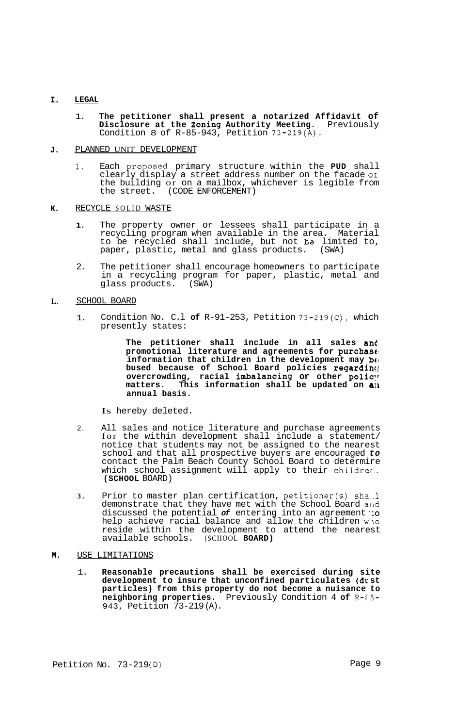**I. LEGAL**

1. **The petitioner shall present a notarized Affidavit of Disclosure at the Zoning Authority Meeting.** Previously Condition 8 of R-85-943, Petition 73-219(A).

**J.** PLANNED UNIT DEVELOPMENT

1. Each proposed primary structure within the **PUD** shall clearly display a street address number on the facade or the building or on a mailbox, whichever is legible from the street. (CODE ENFORCEMENT)

**K.** RECYCLE SOLID WASTE

1. The property owner or lessees shall participate in a recycling program when available in the area. Material to be recycled shall include, but not be limited to, paper, plastic, metal and glass products. (SWA)

2. The petitioner shall encourage homeowners to participate in a recycling program for paper, plastic, metal and glass products. (SWA)

L. SCHOOL BOARD

1. Condition No. C.1 **of** R-91-253, Petition 73-219(C), which presently states:

   **The petitioner shall include in all sales and promotional literature and agreements for purchase information that children in the development may be bused because of School Board policies regarding overcrowding, racial imbalancing or other policy matters. This information shall be updated on an annual basis.**

   Is hereby deleted.

2. All sales and notice literature and purchase agreements for the within development shall include a statement/notice that students may not be assigned to the nearest school and that all prospective buyers are encouraged ***to*** contact the Palm Beach County School Board to determine which school assignment will apply to their children. **(SCHOOL** BOARD)

3. Prior to master plan certification, petitioner(s) shall demonstrate that they have met with the School Board and discussed the potential ***of*** entering into an agreement to help achieve racial balance and allow the children who reside within the development to attend the nearest available schools. (SCHOOL **BOARD)**

**M.** USE LIMITATIONS

1. **Reasonable precautions shall be exercised during site development to insure that unconfined particulates (dust particles) from this property do not become a nuisance to neighboring properties.** Previously Condition 4 **of** R-85-943, Petition 73-219(A).

Petition No. 73-219(D)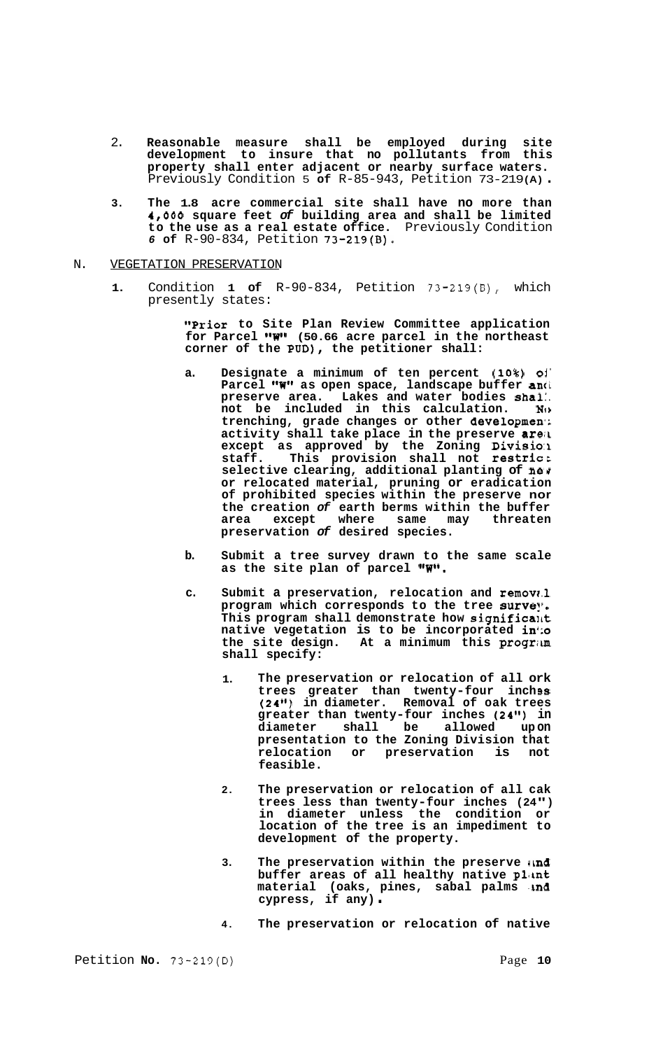2. **Reasonable measure shall be employed during site development to insure that no pollutants from this property shall enter adjacent or nearby surface waters.** Previously Condition 5 **of** R-85-943, Petition 73-219**(A).**

3. **The 1.8 acre commercial site shall have no more than 4,000 square feet *of* building area and shall be limited to the use as a real estate office.** Previously Condition *6* **of** R-90-834, Petition 73-219(B).

N. VEGETATION PRESERVATION

1. Condition **1 of** R-90-834, Petition 73-219(B), which presently states:

   **"Prior to Site Plan Review Committee application for Parcel "W" (50.66 acre parcel in the northeast corner of the PUD), the petitioner shall:**

   a. **Designate a minimum of ten percent (10%) of Parcel "W" as open space, landscape buffer and preserve area. Lakes and water bodies shall not be included in this calculation. No trenching, grade changes or other development activity shall take place in the preserve area except as approved by the Zoning Division staff. This provision shall not restrict selective clearing, additional planting of new or relocated material, pruning or eradication of prohibited species within the preserve nor the creation *of* earth berms within the buffer area except where same may threaten preservation *of* desired species.**

   b. **Submit a tree survey drawn to the same scale as the site plan of parcel "W".**

   c. **Submit a preservation, relocation and removal program which corresponds to the tree survey. This program shall demonstrate how significant native vegetation is to be incorporated into the site design. At a minimum this program shall specify:**

      1. **The preservation or relocation of all ork trees greater than twenty-four inches (24") in diameter. Removal of oak trees greater than twenty-four inches (24") in diameter shall be allowed upon presentation to the Zoning Division that relocation or preservation is not feasible.**

      2. **The preservation or relocation of all cak trees less than twenty-four inches (24") in diameter unless the condition or location of the tree is an impediment to development of the property.**

      3. **The preservation within the preserve and buffer areas of all healthy native plant material (oaks, pines, sabal palms and cypress, if any).**

      4. **The preservation or relocation of native**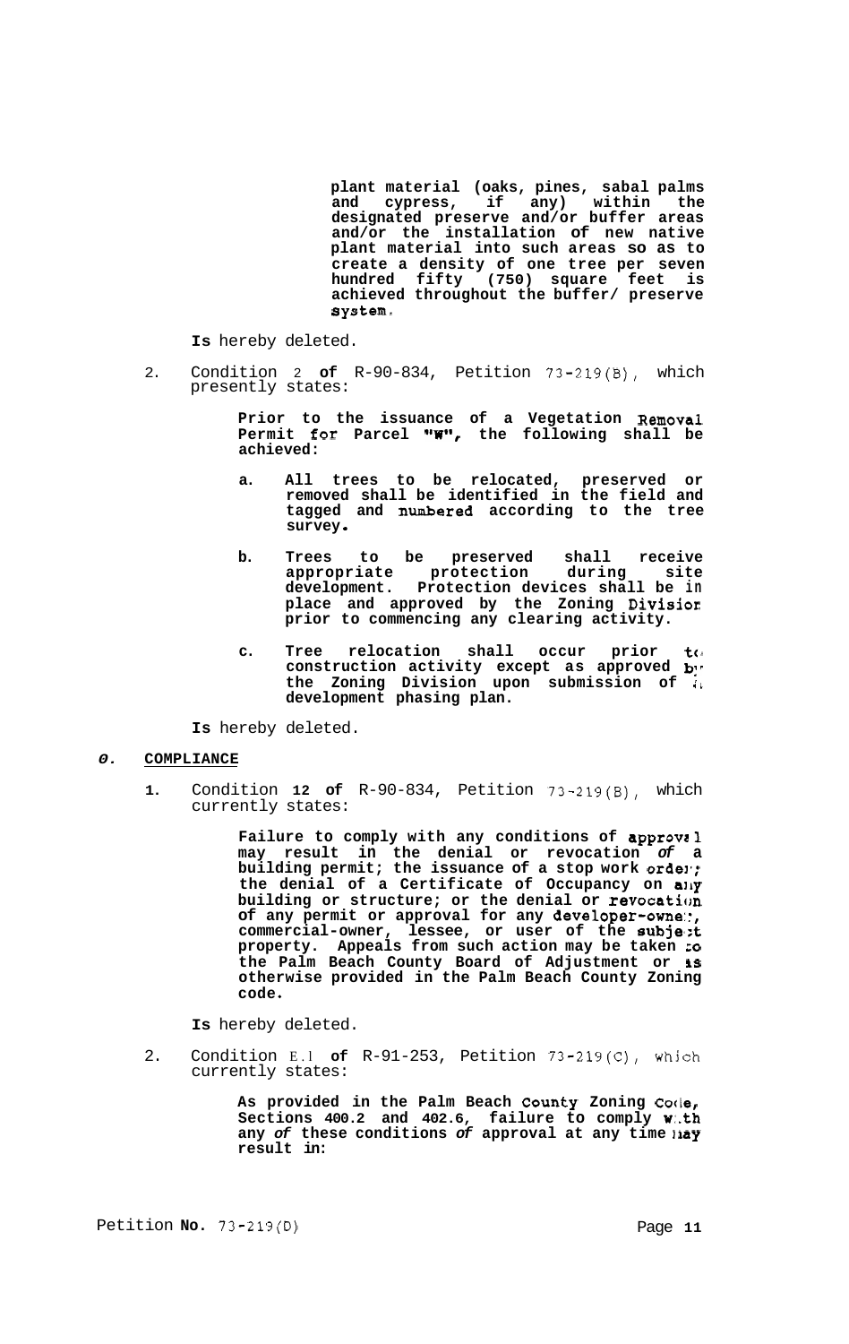**plant material (oaks, pines, sabal palms and cypress, if any) within the designated preserve and/or buffer areas and/or the installation of new native plant material into such areas so as to create a density of one tree per seven hundred fifty (750) square feet is achieved throughout the buffer/ preserve system.**

**Is** hereby deleted.

2. Condition 2 **of** R-90-834, Petition 73-219(B), which presently states:

   **Prior to the issuance of a Vegetation Removal Permit for Parcel "W", the following shall be achieved:**

   **a. All trees to be relocated, preserved or removed shall be identified in the field and tagged and numbered according to the tree survey.**

   **b. Trees to be preserved shall receive appropriate protection during site development. Protection devices shall be in place and approved by the Zoning Division prior to commencing any clearing activity.**

   **c. Tree relocation shall occur prior to construction activity except as approved by the Zoning Division upon submission of a development phasing plan.**

**Is** hereby deleted.

## *O.* COMPLIANCE

**1.** Condition **12 of** R-90-834, Petition 73-219(B), which currently states:

   **Failure to comply with any conditions of approval may result in the denial or revocation *of* a building permit; the issuance of a stop work order; the denial of a Certificate of Occupancy on any building or structure; or the denial or revocation of any permit or approval for any developer-owner, commercial-owner, lessee, or user of the subject property. Appeals from such action may be taken to the Palm Beach County Board of Adjustment or as otherwise provided in the Palm Beach County Zoning code.**

**Is** hereby deleted.

2. Condition E.1 **of** R-91-253, Petition 73-219(C), which currently states:

   **As provided in the Palm Beach County Zoning Code, Sections 400.2 and 402.6, failure to comply with any *of* these conditions *of* approval at any time may result in:**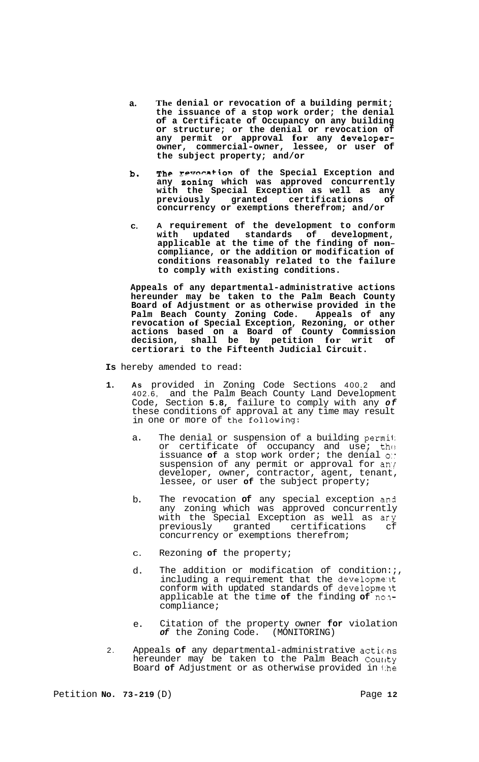a. **The denial or revocation of a building permit; the issuance of a stop work order; the denial of a Certificate of Occupancy on any building or structure; or the denial or revocation of any permit or approval for any developer-owner, commercial-owner, lessee, or user of the subject property; and/or**

b. **The revocation of the Special Exception and any zoning which was approved concurrently with the Special Exception as well as any previously granted certifications of concurrency or exemptions therefrom; and/or**

c. **A requirement of the development to conform with updated standards of development, applicable at the time of the finding of non-compliance, or the addition or modification of conditions reasonably related to the failure to comply with existing conditions.**

**Appeals of any departmental-administrative actions hereunder may be taken to the Palm Beach County Board of Adjustment or as otherwise provided in the Palm Beach County Zoning Code. Appeals of any revocation of Special Exception, Rezoning, or other actions based on a Board of County Commission decision, shall be by petition for writ of certiorari to the Fifteenth Judicial Circuit.**

**Is** hereby amended to read:

1. **As** provided in Zoning Code Sections 400.2 and 402.6, and the Palm Beach County Land Development Code, Section **5.8**, failure to comply with any ***of*** these conditions of approval at any time may result in one or more of the following:

   a. The denial or suspension of a building permit or certificate of occupancy and use; the issuance **of** a stop work order; the denial or suspension of any permit or approval for any developer, owner, contractor, agent, tenant, lessee, or user **of** the subject property;

   b. The revocation **of** any special exception and any zoning which was approved concurrently with the Special Exception as well as any previously granted certifications of concurrency or exemptions therefrom;

   c. Rezoning **of** the property;

   d. The addition or modification of conditions, including a requirement that the development conform with updated standards of development applicable at the time **of** the finding **of** non-compliance;

   e. Citation of the property owner **for** violation ***of*** the Zoning Code. (MONITORING)

2. Appeals **of** any departmental-administrative actions hereunder may be taken to the Palm Beach County Board **of** Adjustment or as otherwise provided in the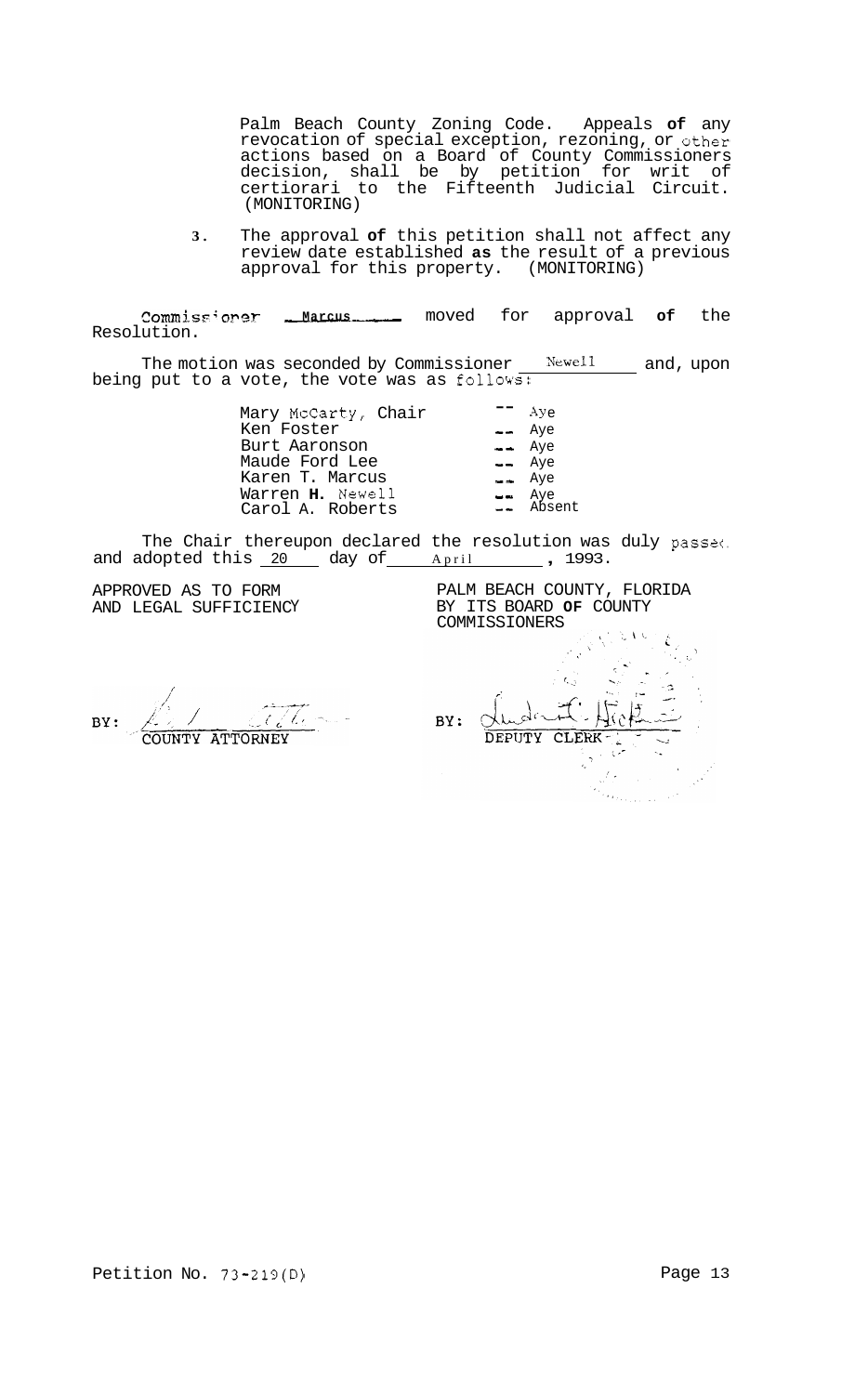Palm Beach County Zoning Code. Appeals **of** any revocation of special exception, rezoning, or other actions based on a Board of County Commissioners decision, shall be by petition for writ of certiorari to the Fifteenth Judicial Circuit. (MONITORING)

3. The approval **of** this petition shall not affect any review date established **as** the result of a previous approval for this property. (MONITORING)

Commissioner Marcus moved for approval **of** the Resolution.

The motion was seconded by Commissioner Newell and, upon being put to a vote, the vote was as follows:

| | |
|---|---|
| Mary McCarty, Chair | -- Aye |
| Ken Foster | -- Aye |
| Burt Aaronson | -- Aye |
| Maude Ford Lee | -- Aye |
| Karen T. Marcus | -- Aye |
| Warren **H.** Newell | -- Aye |
| Carol A. Roberts | -- Absent |

The Chair thereupon declared the resolution was duly passed and adopted this 20 day of April, 1993.

APPROVED AS TO FORM AND LEGAL SUFFICIENCY

BY: COUNTY ATTORNEY

PALM BEACH COUNTY, FLORIDA BY ITS BOARD **OF** COUNTY COMMISSIONERS

BY: DEPUTY CLERK

Petition No. 73-219(D)